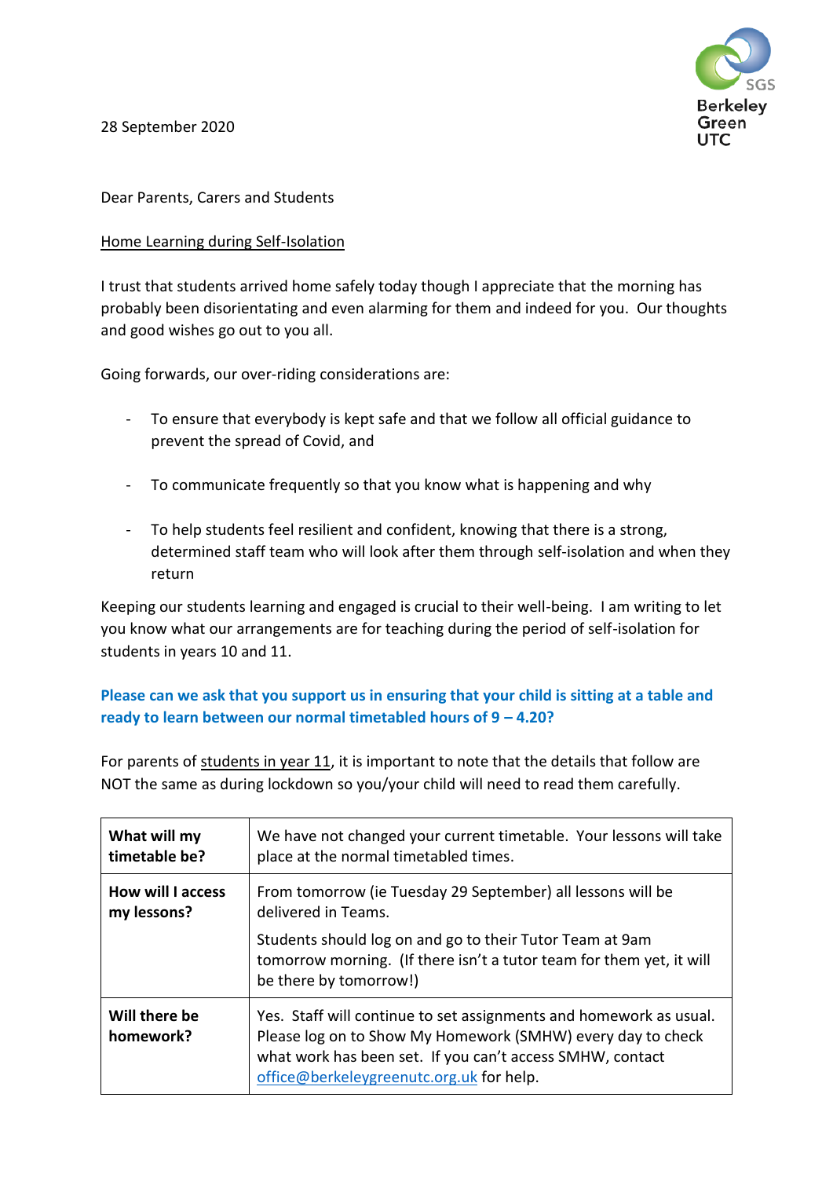SGS Berkeley Green UTC

28 September 2020

Dear Parents, Carers and Students

Home Learning during Self-Isolation

I trust that students arrived home safely today though I appreciate that the morning has probably been disorientating and even alarming for them and indeed for you. Our thoughts and good wishes go out to you all.

Going forwards, our over-riding considerations are:

- To ensure that everybody is kept safe and that we follow all official guidance to prevent the spread of Covid, and
- To communicate frequently so that you know what is happening and why
- To help students feel resilient and confident, knowing that there is a strong, determined staff team who will look after them through self-isolation and when they return

Keeping our students learning and engaged is crucial to their well-being. I am writing to let you know what our arrangements are for teaching during the period of self-isolation for students in years 10 and 11.

**Please can we ask that you support us in ensuring that your child is sitting at a table and ready to learn between our normal timetabled hours of 9 – 4.20?**

For parents of students in year 11, it is important to note that the details that follow are NOT the same as during lockdown so you/your child will need to read them carefully.

| | |
|---|---|
| **What will my timetable be?** | We have not changed your current timetable. Your lessons will take place at the normal timetabled times. |
| **How will I access my lessons?** | From tomorrow (ie Tuesday 29 September) all lessons will be delivered in Teams.<br><br>Students should log on and go to their Tutor Team at 9am tomorrow morning. (If there isn't a tutor team for them yet, it will be there by tomorrow!) |
| **Will there be homework?** | Yes. Staff will continue to set assignments and homework as usual. Please log on to Show My Homework (SMHW) every day to check what work has been set. If you can't access SMHW, contact office@berkeleygreenutc.org.uk for help. |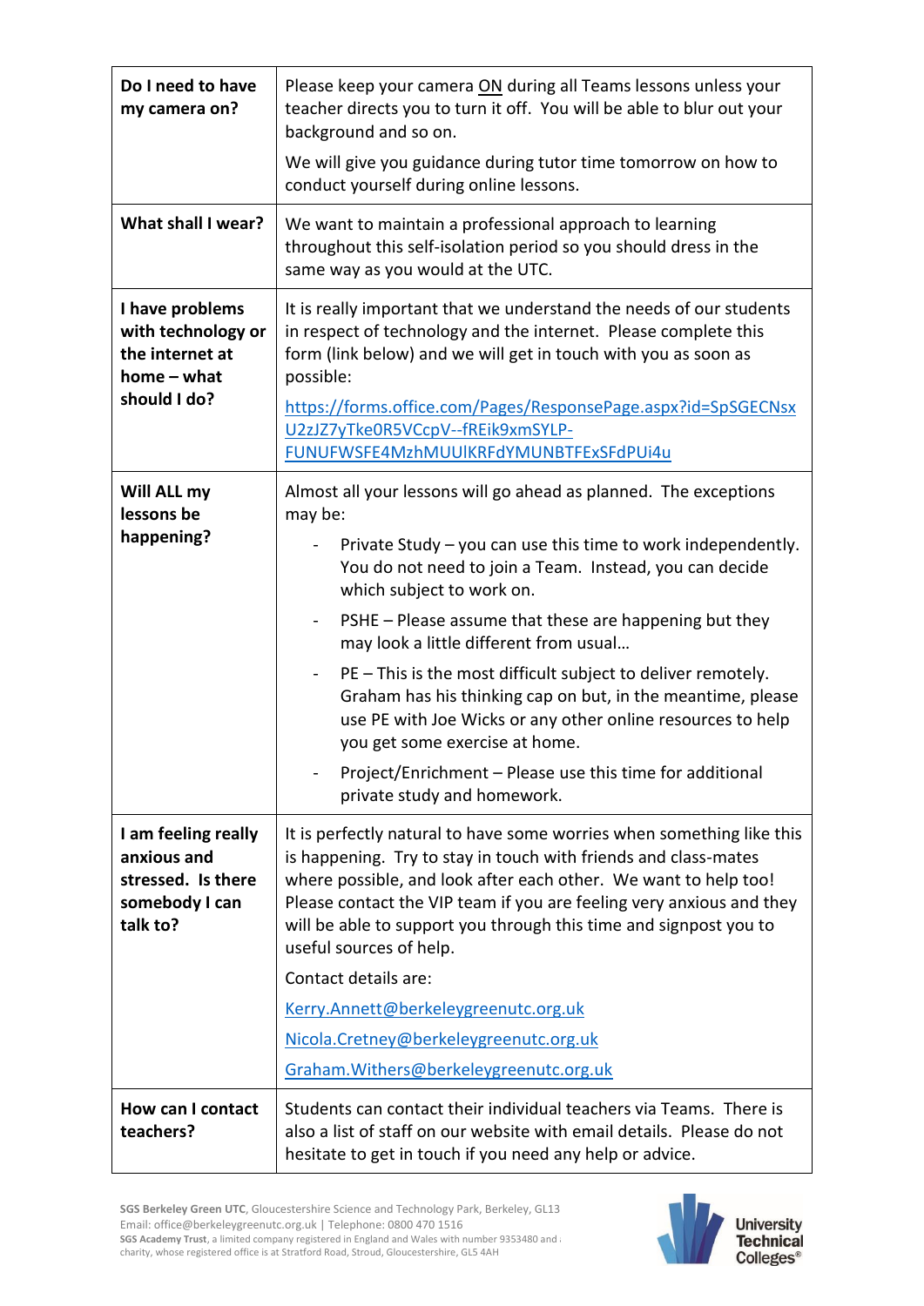| Question | Answer |
|---|---|
| **Do I need to have my camera on?** | Please keep your camera <u>ON</u> during all Teams lessons unless your teacher directs you to turn it off. You will be able to blur out your background and so on.<br><br>We will give you guidance during tutor time tomorrow on how to conduct yourself during online lessons. |
| **What shall I wear?** | We want to maintain a professional approach to learning throughout this self-isolation period so you should dress in the same way as you would at the UTC. |
| **I have problems with technology or the internet at home – what should I do?** | It is really important that we understand the needs of our students in respect of technology and the internet. Please complete this form (link below) and we will get in touch with you as soon as possible:<br><br>https://forms.office.com/Pages/ResponsePage.aspx?id=SpSGECNsxU2zJZ7yTke0R5VCcpV--fREik9xmSYLP-FUNUFWSFE4MzhMUUlKRFdYMUNBTFExSFdPUi4u |
| **Will ALL my lessons be happening?** | Almost all your lessons will go ahead as planned. The exceptions may be:<br><br>- Private Study – you can use this time to work independently. You do not need to join a Team. Instead, you can decide which subject to work on.<br>- PSHE – Please assume that these are happening but they may look a little different from usual…<br>- PE – This is the most difficult subject to deliver remotely. Graham has his thinking cap on but, in the meantime, please use PE with Joe Wicks or any other online resources to help you get some exercise at home.<br>- Project/Enrichment – Please use this time for additional private study and homework. |
| **I am feeling really anxious and stressed. Is there somebody I can talk to?** | It is perfectly natural to have some worries when something like this is happening. Try to stay in touch with friends and class-mates where possible, and look after each other. We want to help too! Please contact the VIP team if you are feeling very anxious and they will be able to support you through this time and signpost you to useful sources of help.<br><br>Contact details are:<br><br>Kerry.Annett@berkeleygreenutc.org.uk<br><br>Nicola.Cretney@berkeleygreenutc.org.uk<br><br>Graham.Withers@berkeleygreenutc.org.uk |
| **How can I contact teachers?** | Students can contact their individual teachers via Teams. There is also a list of staff on our website with email details. Please do not hesitate to get in touch if you need any help or advice. |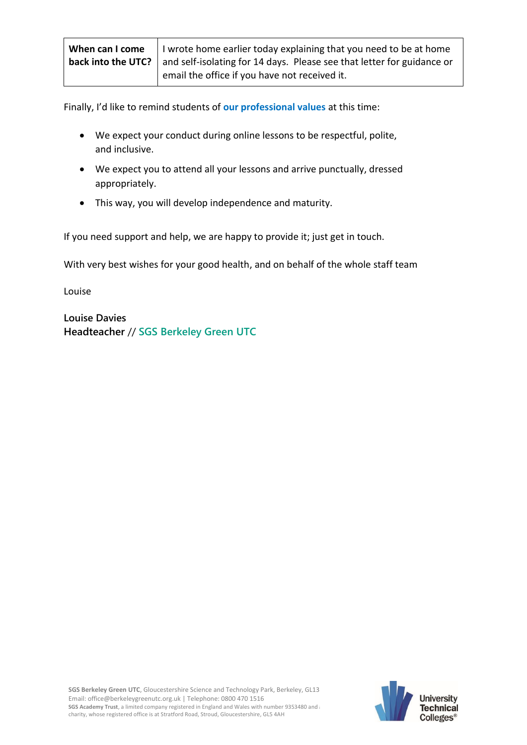| | |
|---|---|
| **When can I come back into the UTC?** | I wrote home earlier today explaining that you need to be at home and self-isolating for 14 days. Please see that letter for guidance or email the office if you have not received it. |

Finally, I'd like to remind students of **our professional values** at this time:

- We expect your conduct during online lessons to be respectful, polite, and inclusive.
- We expect you to attend all your lessons and arrive punctually, dressed appropriately.
- This way, you will develop independence and maturity.

If you need support and help, we are happy to provide it; just get in touch.

With very best wishes for your good health, and on behalf of the whole staff team

Louise

**Louise Davies**
**Headteacher** // SGS Berkeley Green UTC